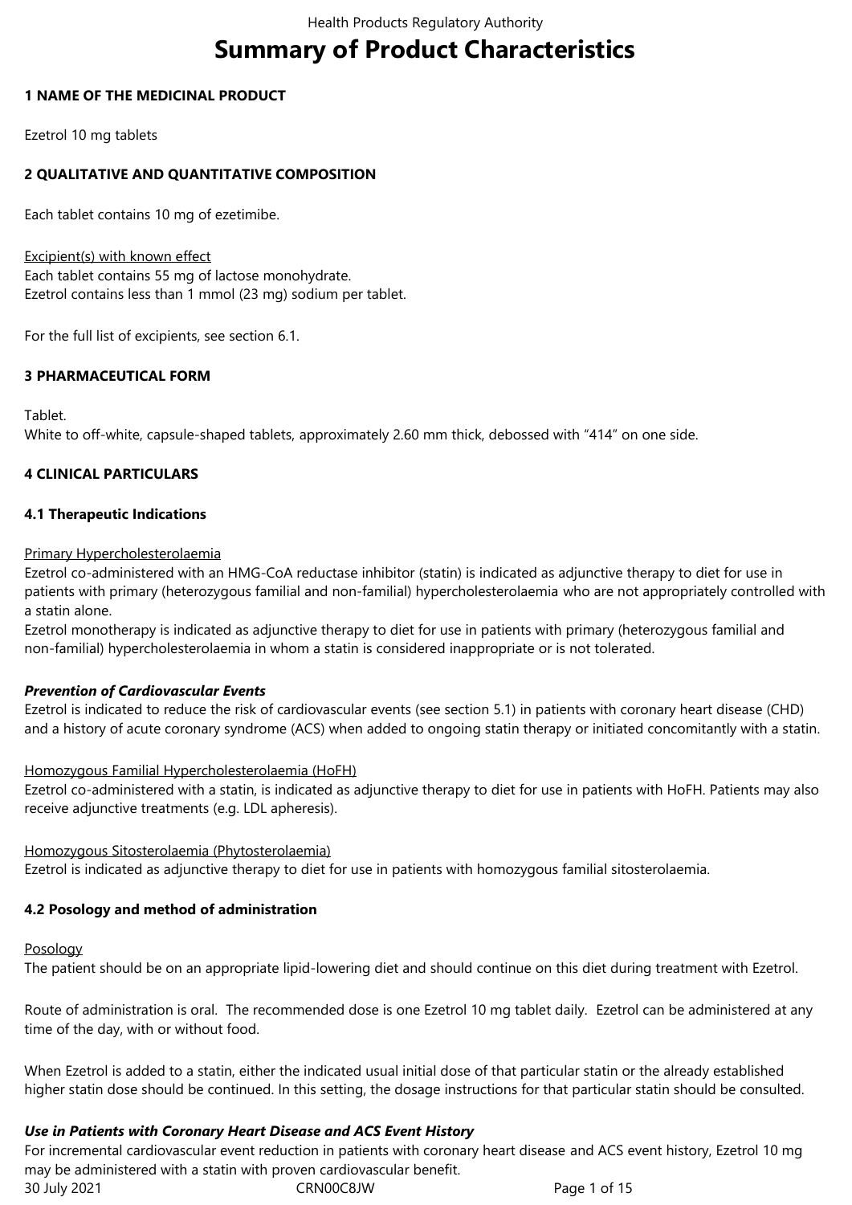# Summary of Product Characteristics

## 1 NAME OF THE MEDICINAL PRODUCT

Ezetrol 10 mg tablets

## 2 QUALITATIVE AND QUANTITATIVE COMPOSITION

Each tablet contains 10 mg of ezetimibe.

Excipient(s) with known effect
Each tablet contains 55 mg of lactose monohydrate.
Ezetrol contains less than 1 mmol (23 mg) sodium per tablet.

For the full list of excipients, see section 6.1.

## 3 PHARMACEUTICAL FORM

Tablet.
White to off-white, capsule-shaped tablets, approximately 2.60 mm thick, debossed with "414" on one side.

## 4 CLINICAL PARTICULARS

### 4.1 Therapeutic Indications

Primary Hypercholesterolaemia
Ezetrol co-administered with an HMG-CoA reductase inhibitor (statin) is indicated as adjunctive therapy to diet for use in patients with primary (heterozygous familial and non-familial) hypercholesterolaemia who are not appropriately controlled with a statin alone.
Ezetrol monotherapy is indicated as adjunctive therapy to diet for use in patients with primary (heterozygous familial and non-familial) hypercholesterolaemia in whom a statin is considered inappropriate or is not tolerated.

***Prevention of Cardiovascular Events***
Ezetrol is indicated to reduce the risk of cardiovascular events (see section 5.1) in patients with coronary heart disease (CHD) and a history of acute coronary syndrome (ACS) when added to ongoing statin therapy or initiated concomitantly with a statin.

Homozygous Familial Hypercholesterolaemia (HoFH)
Ezetrol co-administered with a statin, is indicated as adjunctive therapy to diet for use in patients with HoFH. Patients may also receive adjunctive treatments (e.g. LDL apheresis).

Homozygous Sitosterolaemia (Phytosterolaemia)
Ezetrol is indicated as adjunctive therapy to diet for use in patients with homozygous familial sitosterolaemia.

### 4.2 Posology and method of administration

Posology
The patient should be on an appropriate lipid-lowering diet and should continue on this diet during treatment with Ezetrol.

Route of administration is oral. The recommended dose is one Ezetrol 10 mg tablet daily. Ezetrol can be administered at any time of the day, with or without food.

When Ezetrol is added to a statin, either the indicated usual initial dose of that particular statin or the already established higher statin dose should be continued. In this setting, the dosage instructions for that particular statin should be consulted.

***Use in Patients with Coronary Heart Disease and ACS Event History***
For incremental cardiovascular event reduction in patients with coronary heart disease and ACS event history, Ezetrol 10 mg may be administered with a statin with proven cardiovascular benefit.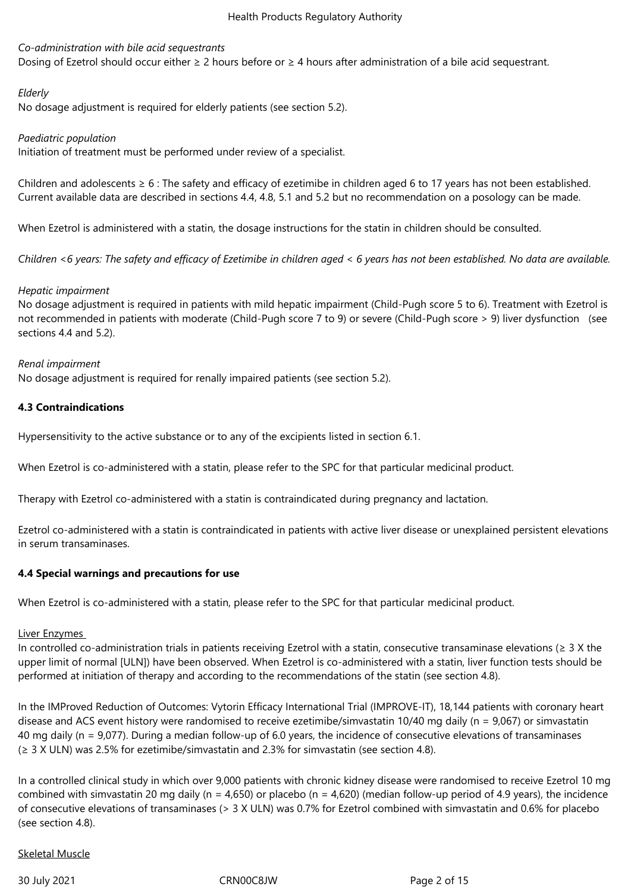*Co-administration with bile acid sequestrants*
Dosing of Ezetrol should occur either ≥ 2 hours before or ≥ 4 hours after administration of a bile acid sequestrant.

*Elderly*
No dosage adjustment is required for elderly patients (see section 5.2).

*Paediatric population*
Initiation of treatment must be performed under review of a specialist.

Children and adolescents ≥ 6 : The safety and efficacy of ezetimibe in children aged 6 to 17 years has not been established. Current available data are described in sections 4.4, 4.8, 5.1 and 5.2 but no recommendation on a posology can be made.

When Ezetrol is administered with a statin, the dosage instructions for the statin in children should be consulted.

*Children <6 years: The safety and efficacy of Ezetimibe in children aged < 6 years has not been established. No data are available.*

*Hepatic impairment*
No dosage adjustment is required in patients with mild hepatic impairment (Child-Pugh score 5 to 6). Treatment with Ezetrol is not recommended in patients with moderate (Child-Pugh score 7 to 9) or severe (Child-Pugh score > 9) liver dysfunction (see sections 4.4 and 5.2).

*Renal impairment*
No dosage adjustment is required for renally impaired patients (see section 5.2).

**4.3 Contraindications**

Hypersensitivity to the active substance or to any of the excipients listed in section 6.1.

When Ezetrol is co-administered with a statin, please refer to the SPC for that particular medicinal product.

Therapy with Ezetrol co-administered with a statin is contraindicated during pregnancy and lactation.

Ezetrol co-administered with a statin is contraindicated in patients with active liver disease or unexplained persistent elevations in serum transaminases.

**4.4 Special warnings and precautions for use**

When Ezetrol is co-administered with a statin, please refer to the SPC for that particular medicinal product.

Liver Enzymes
In controlled co-administration trials in patients receiving Ezetrol with a statin, consecutive transaminase elevations (≥ 3 X the upper limit of normal [ULN]) have been observed. When Ezetrol is co-administered with a statin, liver function tests should be performed at initiation of therapy and according to the recommendations of the statin (see section 4.8).

In the IMProved Reduction of Outcomes: Vytorin Efficacy International Trial (IMPROVE-IT), 18,144 patients with coronary heart disease and ACS event history were randomised to receive ezetimibe/simvastatin 10/40 mg daily (n = 9,067) or simvastatin 40 mg daily (n = 9,077). During a median follow-up of 6.0 years, the incidence of consecutive elevations of transaminases (≥ 3 X ULN) was 2.5% for ezetimibe/simvastatin and 2.3% for simvastatin (see section 4.8).

In a controlled clinical study in which over 9,000 patients with chronic kidney disease were randomised to receive Ezetrol 10 mg combined with simvastatin 20 mg daily (n = 4,650) or placebo (n = 4,620) (median follow-up period of 4.9 years), the incidence of consecutive elevations of transaminases (> 3 X ULN) was 0.7% for Ezetrol combined with simvastatin and 0.6% for placebo (see section 4.8).

Skeletal Muscle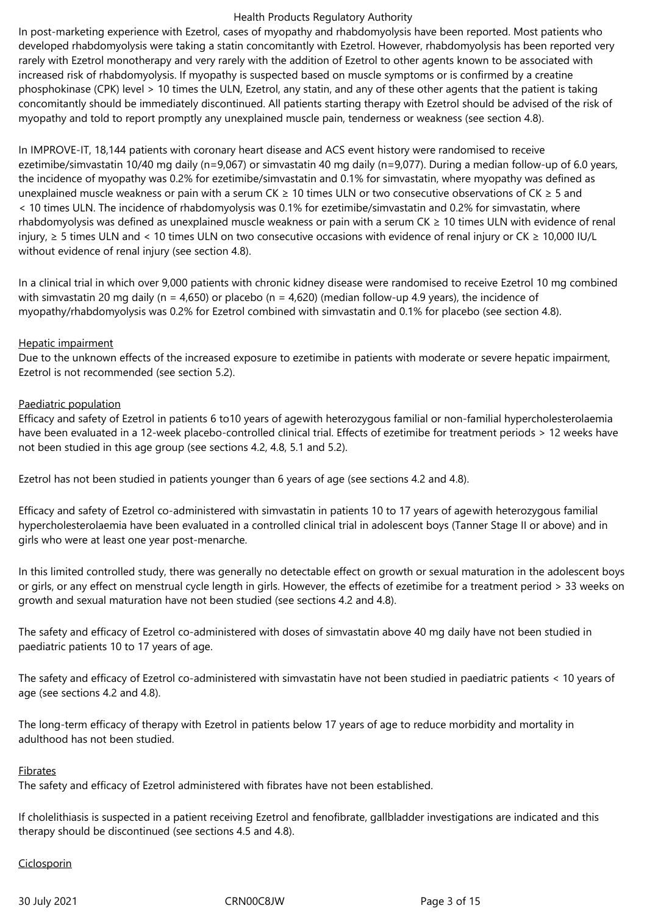In post-marketing experience with Ezetrol, cases of myopathy and rhabdomyolysis have been reported. Most patients who developed rhabdomyolysis were taking a statin concomitantly with Ezetrol. However, rhabdomyolysis has been reported very rarely with Ezetrol monotherapy and very rarely with the addition of Ezetrol to other agents known to be associated with increased risk of rhabdomyolysis. If myopathy is suspected based on muscle symptoms or is confirmed by a creatine phosphokinase (CPK) level > 10 times the ULN, Ezetrol, any statin, and any of these other agents that the patient is taking concomitantly should be immediately discontinued. All patients starting therapy with Ezetrol should be advised of the risk of myopathy and told to report promptly any unexplained muscle pain, tenderness or weakness (see section 4.8).

In IMPROVE-IT, 18,144 patients with coronary heart disease and ACS event history were randomised to receive ezetimibe/simvastatin 10/40 mg daily (n=9,067) or simvastatin 40 mg daily (n=9,077). During a median follow-up of 6.0 years, the incidence of myopathy was 0.2% for ezetimibe/simvastatin and 0.1% for simvastatin, where myopathy was defined as unexplained muscle weakness or pain with a serum CK ≥ 10 times ULN or two consecutive observations of CK ≥ 5 and < 10 times ULN. The incidence of rhabdomyolysis was 0.1% for ezetimibe/simvastatin and 0.2% for simvastatin, where rhabdomyolysis was defined as unexplained muscle weakness or pain with a serum CK ≥ 10 times ULN with evidence of renal injury, ≥ 5 times ULN and < 10 times ULN on two consecutive occasions with evidence of renal injury or CK ≥ 10,000 IU/L without evidence of renal injury (see section 4.8).

In a clinical trial in which over 9,000 patients with chronic kidney disease were randomised to receive Ezetrol 10 mg combined with simvastatin 20 mg daily (n = 4,650) or placebo (n = 4,620) (median follow-up 4.9 years), the incidence of myopathy/rhabdomyolysis was 0.2% for Ezetrol combined with simvastatin and 0.1% for placebo (see section 4.8).

Hepatic impairment

Due to the unknown effects of the increased exposure to ezetimibe in patients with moderate or severe hepatic impairment, Ezetrol is not recommended (see section 5.2).

Paediatric population

Efficacy and safety of Ezetrol in patients 6 to10 years of agewith heterozygous familial or non-familial hypercholesterolaemia have been evaluated in a 12-week placebo-controlled clinical trial. Effects of ezetimibe for treatment periods > 12 weeks have not been studied in this age group (see sections 4.2, 4.8, 5.1 and 5.2).

Ezetrol has not been studied in patients younger than 6 years of age (see sections 4.2 and 4.8).

Efficacy and safety of Ezetrol co-administered with simvastatin in patients 10 to 17 years of agewith heterozygous familial hypercholesterolaemia have been evaluated in a controlled clinical trial in adolescent boys (Tanner Stage II or above) and in girls who were at least one year post-menarche.

In this limited controlled study, there was generally no detectable effect on growth or sexual maturation in the adolescent boys or girls, or any effect on menstrual cycle length in girls. However, the effects of ezetimibe for a treatment period > 33 weeks on growth and sexual maturation have not been studied (see sections 4.2 and 4.8).

The safety and efficacy of Ezetrol co-administered with doses of simvastatin above 40 mg daily have not been studied in paediatric patients 10 to 17 years of age.

The safety and efficacy of Ezetrol co-administered with simvastatin have not been studied in paediatric patients < 10 years of age (see sections 4.2 and 4.8).

The long-term efficacy of therapy with Ezetrol in patients below 17 years of age to reduce morbidity and mortality in adulthood has not been studied.

Fibrates

The safety and efficacy of Ezetrol administered with fibrates have not been established.

If cholelithiasis is suspected in a patient receiving Ezetrol and fenofibrate, gallbladder investigations are indicated and this therapy should be discontinued (see sections 4.5 and 4.8).

Ciclosporin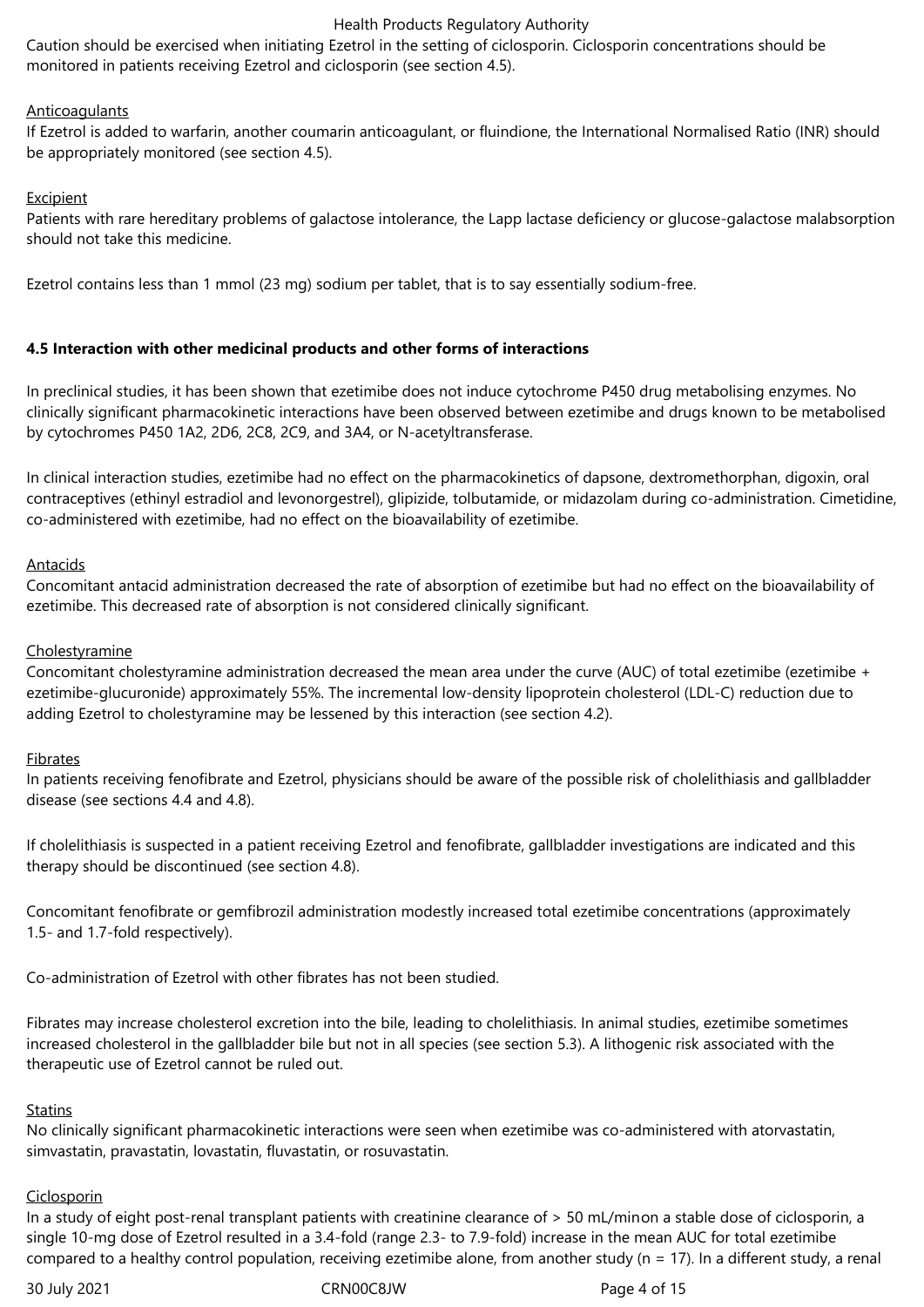Caution should be exercised when initiating Ezetrol in the setting of ciclosporin. Ciclosporin concentrations should be monitored in patients receiving Ezetrol and ciclosporin (see section 4.5).

Anticoagulants

If Ezetrol is added to warfarin, another coumarin anticoagulant, or fluindione, the International Normalised Ratio (INR) should be appropriately monitored (see section 4.5).

Excipient

Patients with rare hereditary problems of galactose intolerance, the Lapp lactase deficiency or glucose-galactose malabsorption should not take this medicine.

Ezetrol contains less than 1 mmol (23 mg) sodium per tablet, that is to say essentially sodium-free.

### 4.5 Interaction with other medicinal products and other forms of interactions

In preclinical studies, it has been shown that ezetimibe does not induce cytochrome P450 drug metabolising enzymes. No clinically significant pharmacokinetic interactions have been observed between ezetimibe and drugs known to be metabolised by cytochromes P450 1A2, 2D6, 2C8, 2C9, and 3A4, or N-acetyltransferase.

In clinical interaction studies, ezetimibe had no effect on the pharmacokinetics of dapsone, dextromethorphan, digoxin, oral contraceptives (ethinyl estradiol and levonorgestrel), glipizide, tolbutamide, or midazolam during co-administration. Cimetidine, co-administered with ezetimibe, had no effect on the bioavailability of ezetimibe.

Antacids

Concomitant antacid administration decreased the rate of absorption of ezetimibe but had no effect on the bioavailability of ezetimibe. This decreased rate of absorption is not considered clinically significant.

Cholestyramine

Concomitant cholestyramine administration decreased the mean area under the curve (AUC) of total ezetimibe (ezetimibe + ezetimibe-glucuronide) approximately 55%. The incremental low-density lipoprotein cholesterol (LDL-C) reduction due to adding Ezetrol to cholestyramine may be lessened by this interaction (see section 4.2).

Fibrates

In patients receiving fenofibrate and Ezetrol, physicians should be aware of the possible risk of cholelithiasis and gallbladder disease (see sections 4.4 and 4.8).

If cholelithiasis is suspected in a patient receiving Ezetrol and fenofibrate, gallbladder investigations are indicated and this therapy should be discontinued (see section 4.8).

Concomitant fenofibrate or gemfibrozil administration modestly increased total ezetimibe concentrations (approximately 1.5- and 1.7-fold respectively).

Co-administration of Ezetrol with other fibrates has not been studied.

Fibrates may increase cholesterol excretion into the bile, leading to cholelithiasis. In animal studies, ezetimibe sometimes increased cholesterol in the gallbladder bile but not in all species (see section 5.3). A lithogenic risk associated with the therapeutic use of Ezetrol cannot be ruled out.

Statins

No clinically significant pharmacokinetic interactions were seen when ezetimibe was co-administered with atorvastatin, simvastatin, pravastatin, lovastatin, fluvastatin, or rosuvastatin.

Ciclosporin

In a study of eight post-renal transplant patients with creatinine clearance of > 50 mL/minon a stable dose of ciclosporin, a single 10-mg dose of Ezetrol resulted in a 3.4-fold (range 2.3- to 7.9-fold) increase in the mean AUC for total ezetimibe compared to a healthy control population, receiving ezetimibe alone, from another study (n = 17). In a different study, a renal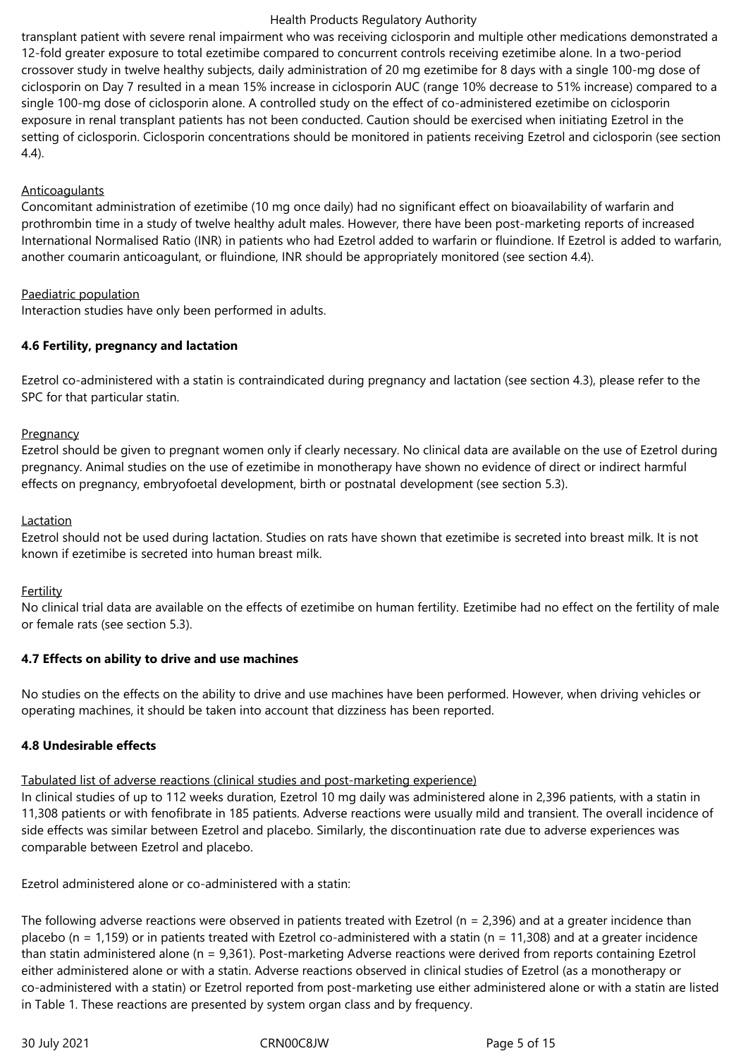transplant patient with severe renal impairment who was receiving ciclosporin and multiple other medications demonstrated a 12-fold greater exposure to total ezetimibe compared to concurrent controls receiving ezetimibe alone. In a two-period crossover study in twelve healthy subjects, daily administration of 20 mg ezetimibe for 8 days with a single 100-mg dose of ciclosporin on Day 7 resulted in a mean 15% increase in ciclosporin AUC (range 10% decrease to 51% increase) compared to a single 100-mg dose of ciclosporin alone. A controlled study on the effect of co-administered ezetimibe on ciclosporin exposure in renal transplant patients has not been conducted. Caution should be exercised when initiating Ezetrol in the setting of ciclosporin. Ciclosporin concentrations should be monitored in patients receiving Ezetrol and ciclosporin (see section 4.4).

Anticoagulants

Concomitant administration of ezetimibe (10 mg once daily) had no significant effect on bioavailability of warfarin and prothrombin time in a study of twelve healthy adult males. However, there have been post-marketing reports of increased International Normalised Ratio (INR) in patients who had Ezetrol added to warfarin or fluindione. If Ezetrol is added to warfarin, another coumarin anticoagulant, or fluindione, INR should be appropriately monitored (see section 4.4).

Paediatric population

Interaction studies have only been performed in adults.

**4.6 Fertility, pregnancy and lactation**

Ezetrol co-administered with a statin is contraindicated during pregnancy and lactation (see section 4.3), please refer to the SPC for that particular statin.

Pregnancy

Ezetrol should be given to pregnant women only if clearly necessary. No clinical data are available on the use of Ezetrol during pregnancy. Animal studies on the use of ezetimibe in monotherapy have shown no evidence of direct or indirect harmful effects on pregnancy, embryofoetal development, birth or postnatal development (see section 5.3).

Lactation

Ezetrol should not be used during lactation. Studies on rats have shown that ezetimibe is secreted into breast milk. It is not known if ezetimibe is secreted into human breast milk.

Fertility

No clinical trial data are available on the effects of ezetimibe on human fertility. Ezetimibe had no effect on the fertility of male or female rats (see section 5.3).

**4.7 Effects on ability to drive and use machines**

No studies on the effects on the ability to drive and use machines have been performed. However, when driving vehicles or operating machines, it should be taken into account that dizziness has been reported.

**4.8 Undesirable effects**

Tabulated list of adverse reactions (clinical studies and post-marketing experience)

In clinical studies of up to 112 weeks duration, Ezetrol 10 mg daily was administered alone in 2,396 patients, with a statin in 11,308 patients or with fenofibrate in 185 patients. Adverse reactions were usually mild and transient. The overall incidence of side effects was similar between Ezetrol and placebo. Similarly, the discontinuation rate due to adverse experiences was comparable between Ezetrol and placebo.

Ezetrol administered alone or co-administered with a statin:

The following adverse reactions were observed in patients treated with Ezetrol (n = 2,396) and at a greater incidence than placebo (n = 1,159) or in patients treated with Ezetrol co-administered with a statin (n = 11,308) and at a greater incidence than statin administered alone (n = 9,361). Post-marketing Adverse reactions were derived from reports containing Ezetrol either administered alone or with a statin. Adverse reactions observed in clinical studies of Ezetrol (as a monotherapy or co-administered with a statin) or Ezetrol reported from post-marketing use either administered alone or with a statin are listed in Table 1. These reactions are presented by system organ class and by frequency.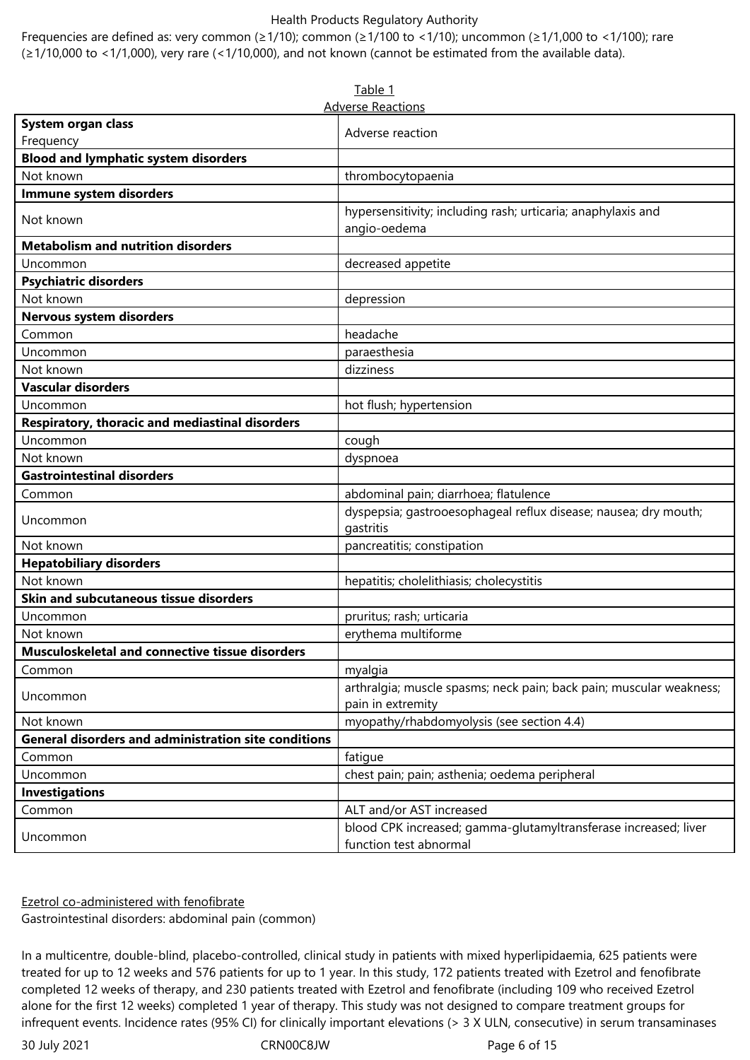Frequencies are defined as: very common (≥1/10); common (≥1/100 to <1/10); uncommon (≥1/1,000 to <1/100); rare (≥1/10,000 to <1/1,000), very rare (<1/10,000), and not known (cannot be estimated from the available data).

Table 1
Adverse Reactions

| **System organ class**<br>Frequency | Adverse reaction |
|---|---|
| **Blood and lymphatic system disorders** | |
| Not known | thrombocytopaenia |
| **Immune system disorders** | |
| Not known | hypersensitivity; including rash; urticaria; anaphylaxis and angio-oedema |
| **Metabolism and nutrition disorders** | |
| Uncommon | decreased appetite |
| **Psychiatric disorders** | |
| Not known | depression |
| **Nervous system disorders** | |
| Common | headache |
| Uncommon | paraesthesia |
| Not known | dizziness |
| **Vascular disorders** | |
| Uncommon | hot flush; hypertension |
| **Respiratory, thoracic and mediastinal disorders** | |
| Uncommon | cough |
| Not known | dyspnoea |
| **Gastrointestinal disorders** | |
| Common | abdominal pain; diarrhoea; flatulence |
| Uncommon | dyspepsia; gastrooesophageal reflux disease; nausea; dry mouth; gastritis |
| Not known | pancreatitis; constipation |
| **Hepatobiliary disorders** | |
| Not known | hepatitis; cholelithiasis; cholecystitis |
| **Skin and subcutaneous tissue disorders** | |
| Uncommon | pruritus; rash; urticaria |
| Not known | erythema multiforme |
| **Musculoskeletal and connective tissue disorders** | |
| Common | myalgia |
| Uncommon | arthralgia; muscle spasms; neck pain; back pain; muscular weakness; pain in extremity |
| Not known | myopathy/rhabdomyolysis (see section 4.4) |
| **General disorders and administration site conditions** | |
| Common | fatigue |
| Uncommon | chest pain; pain; asthenia; oedema peripheral |
| **Investigations** | |
| Common | ALT and/or AST increased |
| Uncommon | blood CPK increased; gamma-glutamyltransferase increased; liver function test abnormal |

Ezetrol co-administered with fenofibrate
Gastrointestinal disorders: abdominal pain (common)

In a multicentre, double-blind, placebo-controlled, clinical study in patients with mixed hyperlipidaemia, 625 patients were treated for up to 12 weeks and 576 patients for up to 1 year. In this study, 172 patients treated with Ezetrol and fenofibrate completed 12 weeks of therapy, and 230 patients treated with Ezetrol and fenofibrate (including 109 who received Ezetrol alone for the first 12 weeks) completed 1 year of therapy. This study was not designed to compare treatment groups for infrequent events. Incidence rates (95% CI) for clinically important elevations (> 3 X ULN, consecutive) in serum transaminases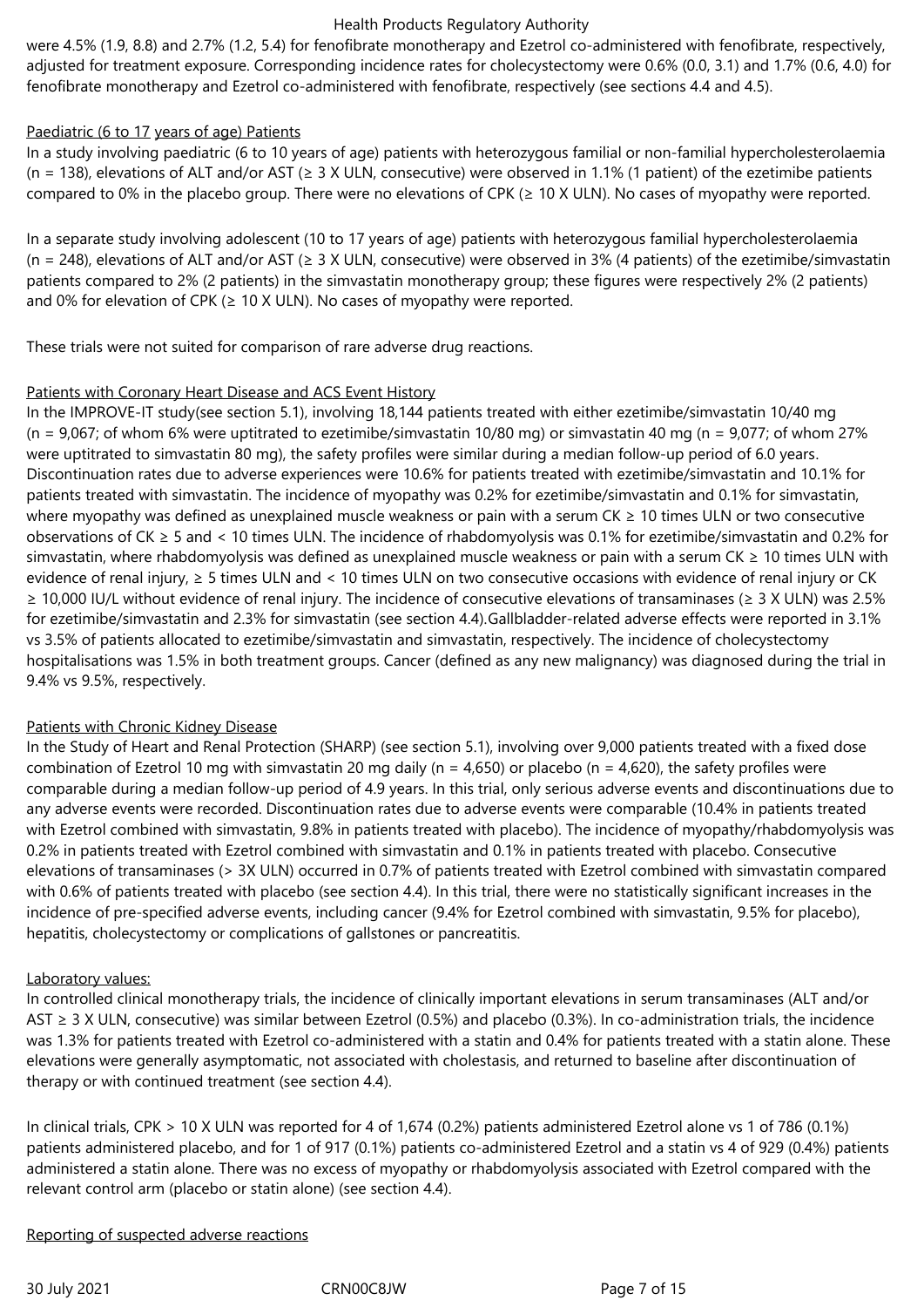were 4.5% (1.9, 8.8) and 2.7% (1.2, 5.4) for fenofibrate monotherapy and Ezetrol co-administered with fenofibrate, respectively, adjusted for treatment exposure. Corresponding incidence rates for cholecystectomy were 0.6% (0.0, 3.1) and 1.7% (0.6, 4.0) for fenofibrate monotherapy and Ezetrol co-administered with fenofibrate, respectively (see sections 4.4 and 4.5).

Paediatric (6 to 17 years of age) Patients

In a study involving paediatric (6 to 10 years of age) patients with heterozygous familial or non-familial hypercholesterolaemia (n = 138), elevations of ALT and/or AST (≥ 3 X ULN, consecutive) were observed in 1.1% (1 patient) of the ezetimibe patients compared to 0% in the placebo group. There were no elevations of CPK (≥ 10 X ULN). No cases of myopathy were reported.

In a separate study involving adolescent (10 to 17 years of age) patients with heterozygous familial hypercholesterolaemia (n = 248), elevations of ALT and/or AST (≥ 3 X ULN, consecutive) were observed in 3% (4 patients) of the ezetimibe/simvastatin patients compared to 2% (2 patients) in the simvastatin monotherapy group; these figures were respectively 2% (2 patients) and 0% for elevation of CPK (≥ 10 X ULN). No cases of myopathy were reported.

These trials were not suited for comparison of rare adverse drug reactions.

Patients with Coronary Heart Disease and ACS Event History

In the IMPROVE-IT study(see section 5.1), involving 18,144 patients treated with either ezetimibe/simvastatin 10/40 mg (n = 9,067; of whom 6% were uptitrated to ezetimibe/simvastatin 10/80 mg) or simvastatin 40 mg (n = 9,077; of whom 27% were uptitrated to simvastatin 80 mg), the safety profiles were similar during a median follow-up period of 6.0 years. Discontinuation rates due to adverse experiences were 10.6% for patients treated with ezetimibe/simvastatin and 10.1% for patients treated with simvastatin. The incidence of myopathy was 0.2% for ezetimibe/simvastatin and 0.1% for simvastatin, where myopathy was defined as unexplained muscle weakness or pain with a serum CK ≥ 10 times ULN or two consecutive observations of CK ≥ 5 and < 10 times ULN. The incidence of rhabdomyolysis was 0.1% for ezetimibe/simvastatin and 0.2% for simvastatin, where rhabdomyolysis was defined as unexplained muscle weakness or pain with a serum CK ≥ 10 times ULN with evidence of renal injury, ≥ 5 times ULN and < 10 times ULN on two consecutive occasions with evidence of renal injury or CK ≥ 10,000 IU/L without evidence of renal injury. The incidence of consecutive elevations of transaminases (≥ 3 X ULN) was 2.5% for ezetimibe/simvastatin and 2.3% for simvastatin (see section 4.4).Gallbladder-related adverse effects were reported in 3.1% vs 3.5% of patients allocated to ezetimibe/simvastatin and simvastatin, respectively. The incidence of cholecystectomy hospitalisations was 1.5% in both treatment groups. Cancer (defined as any new malignancy) was diagnosed during the trial in 9.4% vs 9.5%, respectively.

Patients with Chronic Kidney Disease

In the Study of Heart and Renal Protection (SHARP) (see section 5.1), involving over 9,000 patients treated with a fixed dose combination of Ezetrol 10 mg with simvastatin 20 mg daily (n = 4,650) or placebo (n = 4,620), the safety profiles were comparable during a median follow-up period of 4.9 years. In this trial, only serious adverse events and discontinuations due to any adverse events were recorded. Discontinuation rates due to adverse events were comparable (10.4% in patients treated with Ezetrol combined with simvastatin, 9.8% in patients treated with placebo). The incidence of myopathy/rhabdomyolysis was 0.2% in patients treated with Ezetrol combined with simvastatin and 0.1% in patients treated with placebo. Consecutive elevations of transaminases (> 3X ULN) occurred in 0.7% of patients treated with Ezetrol combined with simvastatin compared with 0.6% of patients treated with placebo (see section 4.4). In this trial, there were no statistically significant increases in the incidence of pre-specified adverse events, including cancer (9.4% for Ezetrol combined with simvastatin, 9.5% for placebo), hepatitis, cholecystectomy or complications of gallstones or pancreatitis.

Laboratory values:

In controlled clinical monotherapy trials, the incidence of clinically important elevations in serum transaminases (ALT and/or AST ≥ 3 X ULN, consecutive) was similar between Ezetrol (0.5%) and placebo (0.3%). In co-administration trials, the incidence was 1.3% for patients treated with Ezetrol co-administered with a statin and 0.4% for patients treated with a statin alone. These elevations were generally asymptomatic, not associated with cholestasis, and returned to baseline after discontinuation of therapy or with continued treatment (see section 4.4).

In clinical trials, CPK > 10 X ULN was reported for 4 of 1,674 (0.2%) patients administered Ezetrol alone vs 1 of 786 (0.1%) patients administered placebo, and for 1 of 917 (0.1%) patients co-administered Ezetrol and a statin vs 4 of 929 (0.4%) patients administered a statin alone. There was no excess of myopathy or rhabdomyolysis associated with Ezetrol compared with the relevant control arm (placebo or statin alone) (see section 4.4).

Reporting of suspected adverse reactions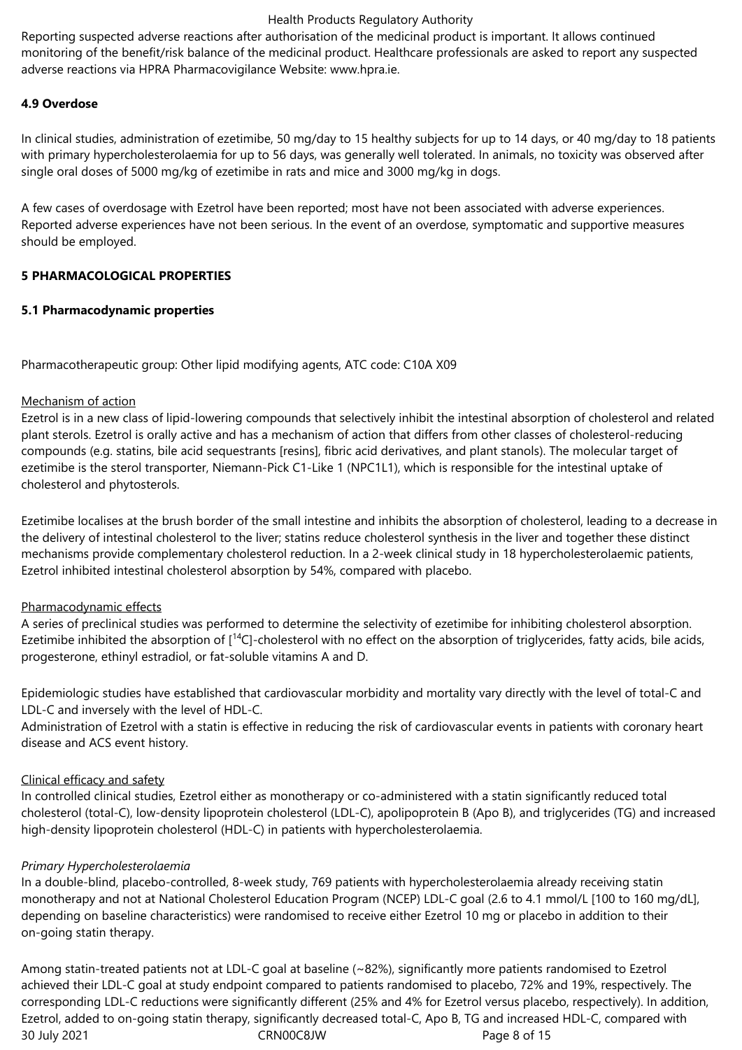Reporting suspected adverse reactions after authorisation of the medicinal product is important. It allows continued monitoring of the benefit/risk balance of the medicinal product. Healthcare professionals are asked to report any suspected adverse reactions via HPRA Pharmacovigilance Website: www.hpra.ie.

## 4.9 Overdose

In clinical studies, administration of ezetimibe, 50 mg/day to 15 healthy subjects for up to 14 days, or 40 mg/day to 18 patients with primary hypercholesterolaemia for up to 56 days, was generally well tolerated. In animals, no toxicity was observed after single oral doses of 5000 mg/kg of ezetimibe in rats and mice and 3000 mg/kg in dogs.

A few cases of overdosage with Ezetrol have been reported; most have not been associated with adverse experiences. Reported adverse experiences have not been serious. In the event of an overdose, symptomatic and supportive measures should be employed.

# 5 PHARMACOLOGICAL PROPERTIES

## 5.1 Pharmacodynamic properties

Pharmacotherapeutic group: Other lipid modifying agents, ATC code: C10A X09

Mechanism of action

Ezetrol is in a new class of lipid-lowering compounds that selectively inhibit the intestinal absorption of cholesterol and related plant sterols. Ezetrol is orally active and has a mechanism of action that differs from other classes of cholesterol-reducing compounds (e.g. statins, bile acid sequestrants [resins], fibric acid derivatives, and plant stanols). The molecular target of ezetimibe is the sterol transporter, Niemann-Pick C1-Like 1 (NPC1L1), which is responsible for the intestinal uptake of cholesterol and phytosterols.

Ezetimibe localises at the brush border of the small intestine and inhibits the absorption of cholesterol, leading to a decrease in the delivery of intestinal cholesterol to the liver; statins reduce cholesterol synthesis in the liver and together these distinct mechanisms provide complementary cholesterol reduction. In a 2-week clinical study in 18 hypercholesterolaemic patients, Ezetrol inhibited intestinal cholesterol absorption by 54%, compared with placebo.

Pharmacodynamic effects

A series of preclinical studies was performed to determine the selectivity of ezetimibe for inhibiting cholesterol absorption. Ezetimibe inhibited the absorption of [$^{14}$C]-cholesterol with no effect on the absorption of triglycerides, fatty acids, bile acids, progesterone, ethinyl estradiol, or fat-soluble vitamins A and D.

Epidemiologic studies have established that cardiovascular morbidity and mortality vary directly with the level of total-C and LDL-C and inversely with the level of HDL-C.
Administration of Ezetrol with a statin is effective in reducing the risk of cardiovascular events in patients with coronary heart disease and ACS event history.

Clinical efficacy and safety

In controlled clinical studies, Ezetrol either as monotherapy or co-administered with a statin significantly reduced total cholesterol (total-C), low-density lipoprotein cholesterol (LDL-C), apolipoprotein B (Apo B), and triglycerides (TG) and increased high-density lipoprotein cholesterol (HDL-C) in patients with hypercholesterolaemia.

*Primary Hypercholesterolaemia*

In a double-blind, placebo-controlled, 8-week study, 769 patients with hypercholesterolaemia already receiving statin monotherapy and not at National Cholesterol Education Program (NCEP) LDL-C goal (2.6 to 4.1 mmol/L [100 to 160 mg/dL], depending on baseline characteristics) were randomised to receive either Ezetrol 10 mg or placebo in addition to their on-going statin therapy.

Among statin-treated patients not at LDL-C goal at baseline (~82%), significantly more patients randomised to Ezetrol achieved their LDL-C goal at study endpoint compared to patients randomised to placebo, 72% and 19%, respectively. The corresponding LDL-C reductions were significantly different (25% and 4% for Ezetrol versus placebo, respectively). In addition, Ezetrol, added to on-going statin therapy, significantly decreased total-C, Apo B, TG and increased HDL-C, compared with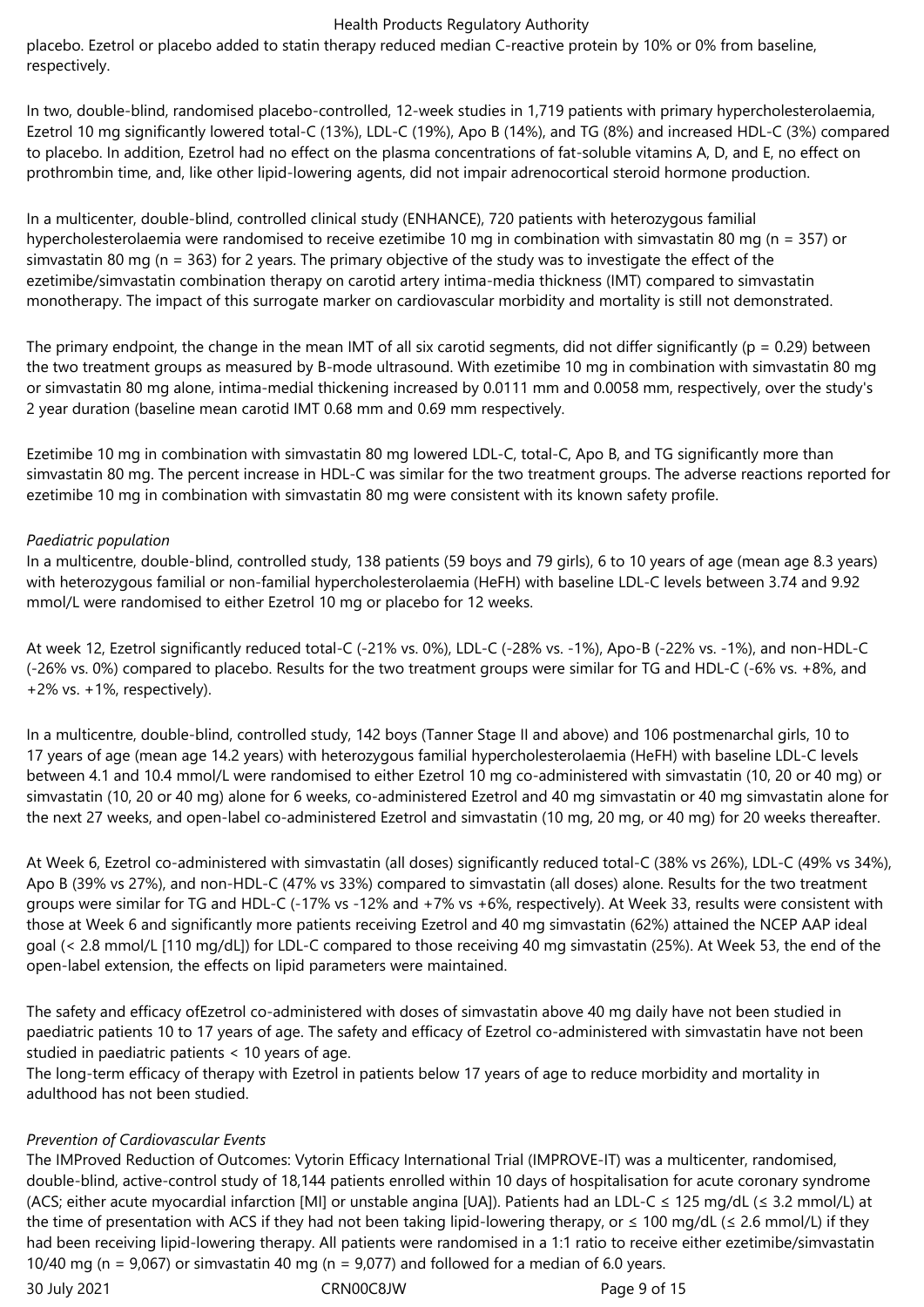placebo. Ezetrol or placebo added to statin therapy reduced median C-reactive protein by 10% or 0% from baseline, respectively.

In two, double-blind, randomised placebo-controlled, 12-week studies in 1,719 patients with primary hypercholesterolaemia, Ezetrol 10 mg significantly lowered total-C (13%), LDL-C (19%), Apo B (14%), and TG (8%) and increased HDL-C (3%) compared to placebo. In addition, Ezetrol had no effect on the plasma concentrations of fat-soluble vitamins A, D, and E, no effect on prothrombin time, and, like other lipid-lowering agents, did not impair adrenocortical steroid hormone production.

In a multicenter, double-blind, controlled clinical study (ENHANCE), 720 patients with heterozygous familial hypercholesterolaemia were randomised to receive ezetimibe 10 mg in combination with simvastatin 80 mg (n = 357) or simvastatin 80 mg (n = 363) for 2 years. The primary objective of the study was to investigate the effect of the ezetimibe/simvastatin combination therapy on carotid artery intima-media thickness (IMT) compared to simvastatin monotherapy. The impact of this surrogate marker on cardiovascular morbidity and mortality is still not demonstrated.

The primary endpoint, the change in the mean IMT of all six carotid segments, did not differ significantly (p = 0.29) between the two treatment groups as measured by B-mode ultrasound. With ezetimibe 10 mg in combination with simvastatin 80 mg or simvastatin 80 mg alone, intima-medial thickening increased by 0.0111 mm and 0.0058 mm, respectively, over the study's 2 year duration (baseline mean carotid IMT 0.68 mm and 0.69 mm respectively.

Ezetimibe 10 mg in combination with simvastatin 80 mg lowered LDL-C, total-C, Apo B, and TG significantly more than simvastatin 80 mg. The percent increase in HDL-C was similar for the two treatment groups. The adverse reactions reported for ezetimibe 10 mg in combination with simvastatin 80 mg were consistent with its known safety profile.

*Paediatric population*

In a multicentre, double-blind, controlled study, 138 patients (59 boys and 79 girls), 6 to 10 years of age (mean age 8.3 years) with heterozygous familial or non-familial hypercholesterolaemia (HeFH) with baseline LDL-C levels between 3.74 and 9.92 mmol/L were randomised to either Ezetrol 10 mg or placebo for 12 weeks.

At week 12, Ezetrol significantly reduced total-C (-21% vs. 0%), LDL-C (-28% vs. -1%), Apo-B (-22% vs. -1%), and non-HDL-C (-26% vs. 0%) compared to placebo. Results for the two treatment groups were similar for TG and HDL-C (-6% vs. +8%, and +2% vs. +1%, respectively).

In a multicentre, double-blind, controlled study, 142 boys (Tanner Stage II and above) and 106 postmenarchal girls, 10 to 17 years of age (mean age 14.2 years) with heterozygous familial hypercholesterolaemia (HeFH) with baseline LDL-C levels between 4.1 and 10.4 mmol/L were randomised to either Ezetrol 10 mg co-administered with simvastatin (10, 20 or 40 mg) or simvastatin (10, 20 or 40 mg) alone for 6 weeks, co-administered Ezetrol and 40 mg simvastatin or 40 mg simvastatin alone for the next 27 weeks, and open-label co-administered Ezetrol and simvastatin (10 mg, 20 mg, or 40 mg) for 20 weeks thereafter.

At Week 6, Ezetrol co-administered with simvastatin (all doses) significantly reduced total-C (38% vs 26%), LDL-C (49% vs 34%), Apo B (39% vs 27%), and non-HDL-C (47% vs 33%) compared to simvastatin (all doses) alone. Results for the two treatment groups were similar for TG and HDL-C (-17% vs -12% and +7% vs +6%, respectively). At Week 33, results were consistent with those at Week 6 and significantly more patients receiving Ezetrol and 40 mg simvastatin (62%) attained the NCEP AAP ideal goal (< 2.8 mmol/L [110 mg/dL]) for LDL-C compared to those receiving 40 mg simvastatin (25%). At Week 53, the end of the open-label extension, the effects on lipid parameters were maintained.

The safety and efficacy ofEzetrol co-administered with doses of simvastatin above 40 mg daily have not been studied in paediatric patients 10 to 17 years of age. The safety and efficacy of Ezetrol co-administered with simvastatin have not been studied in paediatric patients < 10 years of age.

The long-term efficacy of therapy with Ezetrol in patients below 17 years of age to reduce morbidity and mortality in adulthood has not been studied.

*Prevention of Cardiovascular Events*

The IMProved Reduction of Outcomes: Vytorin Efficacy International Trial (IMPROVE-IT) was a multicenter, randomised, double-blind, active-control study of 18,144 patients enrolled within 10 days of hospitalisation for acute coronary syndrome (ACS; either acute myocardial infarction [MI] or unstable angina [UA]). Patients had an LDL-C ≤ 125 mg/dL (≤ 3.2 mmol/L) at the time of presentation with ACS if they had not been taking lipid-lowering therapy, or ≤ 100 mg/dL (≤ 2.6 mmol/L) if they had been receiving lipid-lowering therapy. All patients were randomised in a 1:1 ratio to receive either ezetimibe/simvastatin 10/40 mg (n = 9,067) or simvastatin 40 mg (n = 9,077) and followed for a median of 6.0 years.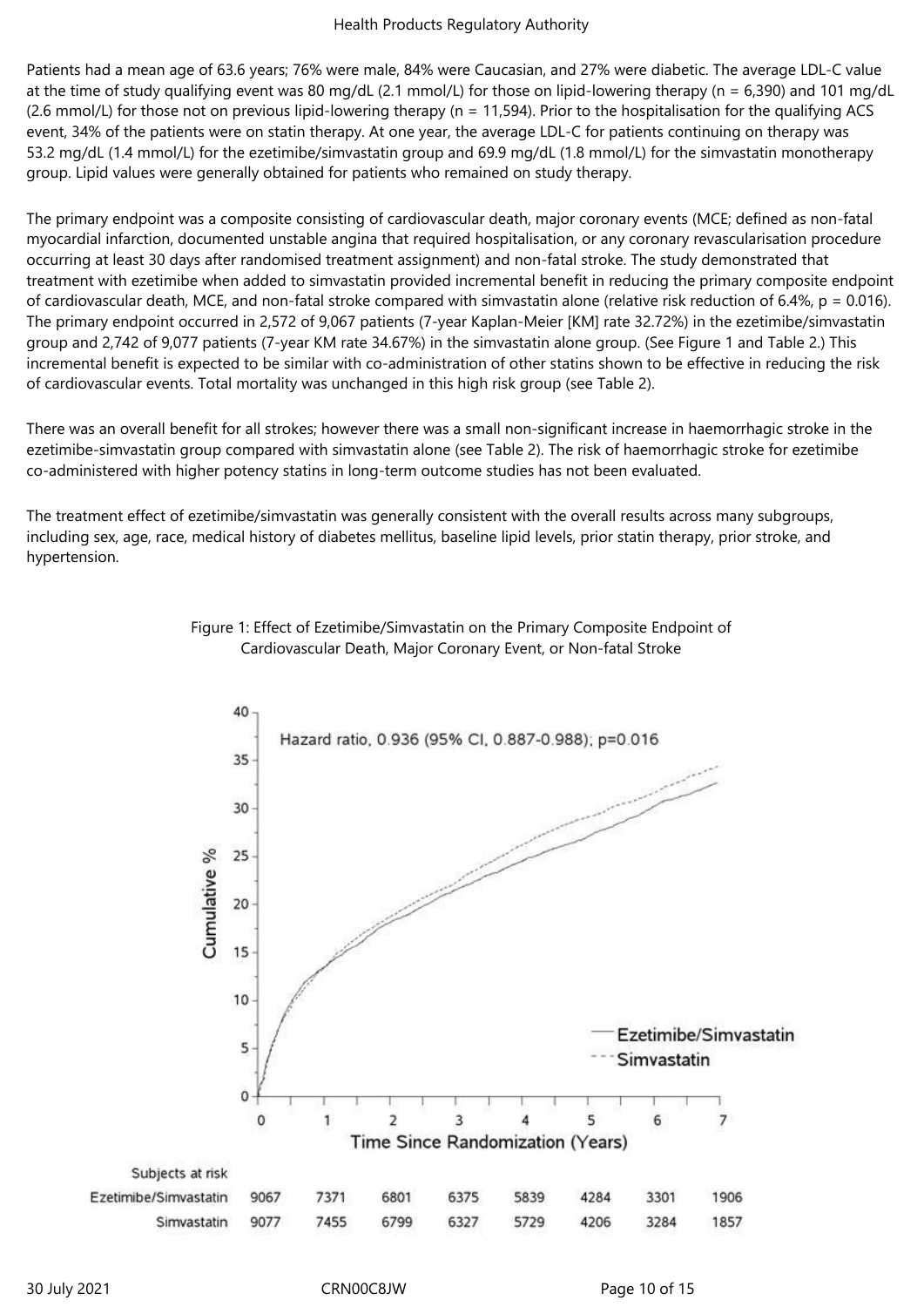Patients had a mean age of 63.6 years; 76% were male, 84% were Caucasian, and 27% were diabetic. The average LDL-C value at the time of study qualifying event was 80 mg/dL (2.1 mmol/L) for those on lipid-lowering therapy (n = 6,390) and 101 mg/dL (2.6 mmol/L) for those not on previous lipid-lowering therapy (n = 11,594). Prior to the hospitalisation for the qualifying ACS event, 34% of the patients were on statin therapy. At one year, the average LDL-C for patients continuing on therapy was 53.2 mg/dL (1.4 mmol/L) for the ezetimibe/simvastatin group and 69.9 mg/dL (1.8 mmol/L) for the simvastatin monotherapy group. Lipid values were generally obtained for patients who remained on study therapy.

The primary endpoint was a composite consisting of cardiovascular death, major coronary events (MCE; defined as non-fatal myocardial infarction, documented unstable angina that required hospitalisation, or any coronary revascularisation procedure occurring at least 30 days after randomised treatment assignment) and non-fatal stroke. The study demonstrated that treatment with ezetimibe when added to simvastatin provided incremental benefit in reducing the primary composite endpoint of cardiovascular death, MCE, and non-fatal stroke compared with simvastatin alone (relative risk reduction of 6.4%, p = 0.016). The primary endpoint occurred in 2,572 of 9,067 patients (7-year Kaplan-Meier [KM] rate 32.72%) in the ezetimibe/simvastatin group and 2,742 of 9,077 patients (7-year KM rate 34.67%) in the simvastatin alone group. (See Figure 1 and Table 2.) This incremental benefit is expected to be similar with co-administration of other statins shown to be effective in reducing the risk of cardiovascular events. Total mortality was unchanged in this high risk group (see Table 2).

There was an overall benefit for all strokes; however there was a small non-significant increase in haemorrhagic stroke in the ezetimibe-simvastatin group compared with simvastatin alone (see Table 2). The risk of haemorrhagic stroke for ezetimibe co-administered with higher potency statins in long-term outcome studies has not been evaluated.

The treatment effect of ezetimibe/simvastatin was generally consistent with the overall results across many subgroups, including sex, age, race, medical history of diabetes mellitus, baseline lipid levels, prior statin therapy, prior stroke, and hypertension.

Figure 1: Effect of Ezetimibe/Simvastatin on the Primary Composite Endpoint of Cardiovascular Death, Major Coronary Event, or Non-fatal Stroke

Hazard ratio, 0.936 (95% CI, 0.887-0.988); p=0.016

| Subjects at risk | 0 | 1 | 2 | 3 | 4 | 5 | 6 | 7 |
|---|---|---|---|---|---|---|---|---|
| Ezetimibe/Simvastatin | 9067 | 7371 | 6801 | 6375 | 5839 | 4284 | 3301 | 1906 |
| Simvastatin | 9077 | 7455 | 6799 | 6327 | 5729 | 4206 | 3284 | 1857 |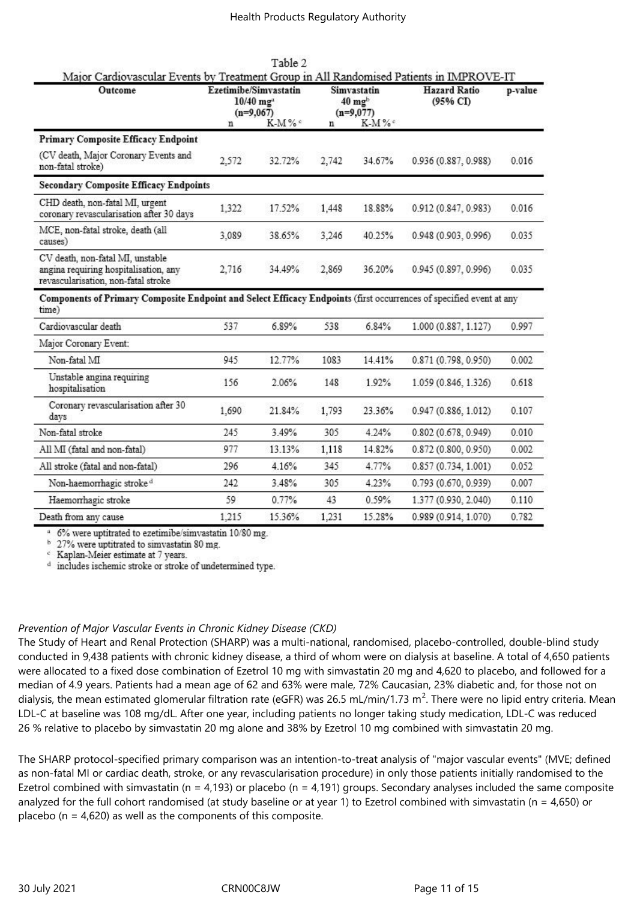Table 2
Major Cardiovascular Events by Treatment Group in All Randomised Patients in IMPROVE-IT

| Outcome | Ezetimibe/Simvastatin 10/40 mg[a] (n=9,067) | | Simvastatin 40 mg[b] (n=9,077) | | Hazard Ratio (95% CI) | p-value |
|---|---|---|---|---|---|---|
| | n | K-M %[c] | n | K-M %[c] | | |
| **Primary Composite Efficacy Endpoint** | | | | | | |
| (CV death, Major Coronary Events and non-fatal stroke) | 2,572 | 32.72% | 2,742 | 34.67% | 0.936 (0.887, 0.988) | 0.016 |
| **Secondary Composite Efficacy Endpoints** | | | | | | |
| CHD death, non-fatal MI, urgent coronary revascularisation after 30 days | 1,322 | 17.52% | 1,448 | 18.88% | 0.912 (0.847, 0.983) | 0.016 |
| MCE, non-fatal stroke, death (all causes) | 3,089 | 38.65% | 3,246 | 40.25% | 0.948 (0.903, 0.996) | 0.035 |
| CV death, non-fatal MI, unstable angina requiring hospitalisation, any revascularisation, non-fatal stroke | 2,716 | 34.49% | 2,869 | 36.20% | 0.945 (0.897, 0.996) | 0.035 |
| **Components of Primary Composite Endpoint and Select Efficacy Endpoints** (first occurrences of specified event at any time) | | | | | | |
| Cardiovascular death | 537 | 6.89% | 538 | 6.84% | 1.000 (0.887, 1.127) | 0.997 |
| Major Coronary Event: | | | | | | |
| Non-fatal MI | 945 | 12.77% | 1083 | 14.41% | 0.871 (0.798, 0.950) | 0.002 |
| Unstable angina requiring hospitalisation | 156 | 2.06% | 148 | 1.92% | 1.059 (0.846, 1.326) | 0.618 |
| Coronary revascularisation after 30 days | 1,690 | 21.84% | 1,793 | 23.36% | 0.947 (0.886, 1.012) | 0.107 |
| Non-fatal stroke | 245 | 3.49% | 305 | 4.24% | 0.802 (0.678, 0.949) | 0.010 |
| All MI (fatal and non-fatal) | 977 | 13.13% | 1,118 | 14.82% | 0.872 (0.800, 0.950) | 0.002 |
| All stroke (fatal and non-fatal) | 296 | 4.16% | 345 | 4.77% | 0.857 (0.734, 1.001) | 0.052 |
| Non-haemorrhagic stroke[d] | 242 | 3.48% | 305 | 4.23% | 0.793 (0.670, 0.939) | 0.007 |
| Haemorrhagic stroke | 59 | 0.77% | 43 | 0.59% | 1.377 (0.930, 2.040) | 0.110 |
| Death from any cause | 1,215 | 15.36% | 1,231 | 15.28% | 0.989 (0.914, 1.070) | 0.782 |

[a] 6% were uptitrated to ezetimibe/simvastatin 10/80 mg.
[b] 27% were uptitrated to simvastatin 80 mg.
[c] Kaplan-Meier estimate at 7 years.
[d] includes ischemic stroke or stroke of undetermined type.

*Prevention of Major Vascular Events in Chronic Kidney Disease (CKD)*

The Study of Heart and Renal Protection (SHARP) was a multi-national, randomised, placebo-controlled, double-blind study conducted in 9,438 patients with chronic kidney disease, a third of whom were on dialysis at baseline. A total of 4,650 patients were allocated to a fixed dose combination of Ezetrol 10 mg with simvastatin 20 mg and 4,620 to placebo, and followed for a median of 4.9 years. Patients had a mean age of 62 and 63% were male, 72% Caucasian, 23% diabetic and, for those not on dialysis, the mean estimated glomerular filtration rate (eGFR) was 26.5 mL/min/1.73 $m^2$. There were no lipid entry criteria. Mean LDL-C at baseline was 108 mg/dL. After one year, including patients no longer taking study medication, LDL-C was reduced 26 % relative to placebo by simvastatin 20 mg alone and 38% by Ezetrol 10 mg combined with simvastatin 20 mg.

The SHARP protocol-specified primary comparison was an intention-to-treat analysis of "major vascular events" (MVE; defined as non-fatal MI or cardiac death, stroke, or any revascularisation procedure) in only those patients initially randomised to the Ezetrol combined with simvastatin (n = 4,193) or placebo (n = 4,191) groups. Secondary analyses included the same composite analyzed for the full cohort randomised (at study baseline or at year 1) to Ezetrol combined with simvastatin (n = 4,650) or placebo (n = 4,620) as well as the components of this composite.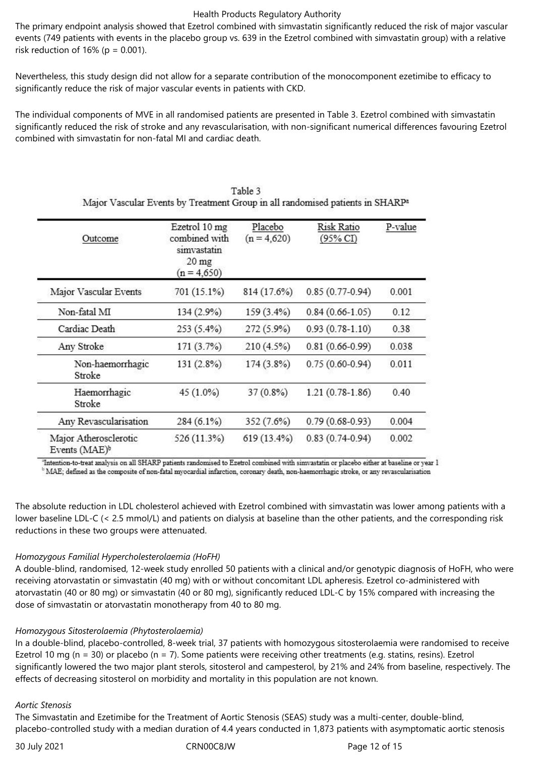The primary endpoint analysis showed that Ezetrol combined with simvastatin significantly reduced the risk of major vascular events (749 patients with events in the placebo group vs. 639 in the Ezetrol combined with simvastatin group) with a relative risk reduction of 16% (p = 0.001).

Nevertheless, this study design did not allow for a separate contribution of the monocomponent ezetimibe to efficacy to significantly reduce the risk of major vascular events in patients with CKD.

The individual components of MVE in all randomised patients are presented in Table 3. Ezetrol combined with simvastatin significantly reduced the risk of stroke and any revascularisation, with non-significant numerical differences favouring Ezetrol combined with simvastatin for non-fatal MI and cardiac death.

Table 3
Major Vascular Events by Treatment Group in all randomised patients in SHARP[a]

| Outcome | Ezetrol 10 mg combined with simvastatin 20 mg (n = 4,650) | Placebo (n = 4,620) | Risk Ratio (95% CI) | P-value |
|---|---|---|---|---|
| Major Vascular Events | 701 (15.1%) | 814 (17.6%) | 0.85 (0.77-0.94) | 0.001 |
| Non-fatal MI | 134 (2.9%) | 159 (3.4%) | 0.84 (0.66-1.05) | 0.12 |
| Cardiac Death | 253 (5.4%) | 272 (5.9%) | 0.93 (0.78-1.10) | 0.38 |
| Any Stroke | 171 (3.7%) | 210 (4.5%) | 0.81 (0.66-0.99) | 0.038 |
| Non-haemorrhagic Stroke | 131 (2.8%) | 174 (3.8%) | 0.75 (0.60-0.94) | 0.011 |
| Haemorrhagic Stroke | 45 (1.0%) | 37 (0.8%) | 1.21 (0.78-1.86) | 0.40 |
| Any Revascularisation | 284 (6.1%) | 352 (7.6%) | 0.79 (0.68-0.93) | 0.004 |
| Major Atherosclerotic Events (MAE)[b] | 526 (11.3%) | 619 (13.4%) | 0.83 (0.74-0.94) | 0.002 |

[a]Intention-to-treat analysis on all SHARP patients randomised to Ezetrol combined with simvastatin or placebo either at baseline or year 1
[b]MAE; defined as the composite of non-fatal myocardial infarction, coronary death, non-haemorrhagic stroke, or any revascularisation

The absolute reduction in LDL cholesterol achieved with Ezetrol combined with simvastatin was lower among patients with a lower baseline LDL-C (< 2.5 mmol/L) and patients on dialysis at baseline than the other patients, and the corresponding risk reductions in these two groups were attenuated.

*Homozygous Familial Hypercholesterolaemia (HoFH)*

A double-blind, randomised, 12-week study enrolled 50 patients with a clinical and/or genotypic diagnosis of HoFH, who were receiving atorvastatin or simvastatin (40 mg) with or without concomitant LDL apheresis. Ezetrol co-administered with atorvastatin (40 or 80 mg) or simvastatin (40 or 80 mg), significantly reduced LDL-C by 15% compared with increasing the dose of simvastatin or atorvastatin monotherapy from 40 to 80 mg.

*Homozygous Sitosterolaemia (Phytosterolaemia)*

In a double-blind, placebo-controlled, 8-week trial, 37 patients with homozygous sitosterolaemia were randomised to receive Ezetrol 10 mg (n = 30) or placebo (n = 7). Some patients were receiving other treatments (e.g. statins, resins). Ezetrol significantly lowered the two major plant sterols, sitosterol and campesterol, by 21% and 24% from baseline, respectively. The effects of decreasing sitosterol on morbidity and mortality in this population are not known.

*Aortic Stenosis*

The Simvastatin and Ezetimibe for the Treatment of Aortic Stenosis (SEAS) study was a multi-center, double-blind, placebo-controlled study with a median duration of 4.4 years conducted in 1,873 patients with asymptomatic aortic stenosis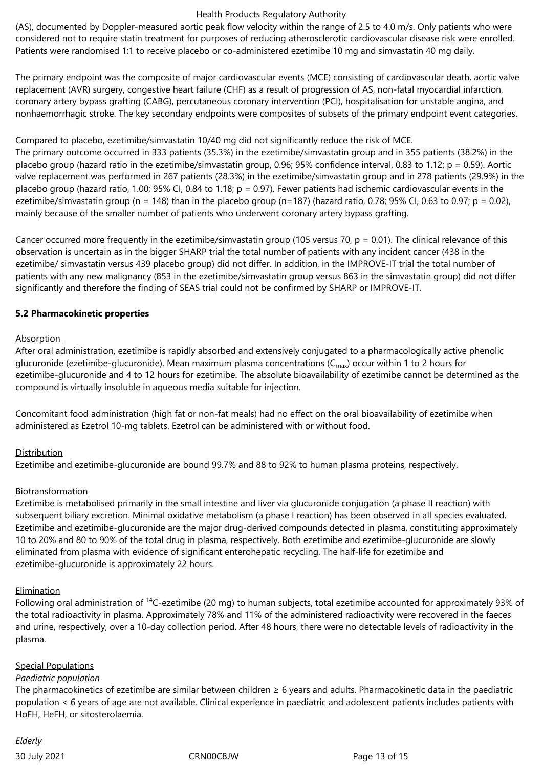(AS), documented by Doppler-measured aortic peak flow velocity within the range of 2.5 to 4.0 m/s. Only patients who were considered not to require statin treatment for purposes of reducing atherosclerotic cardiovascular disease risk were enrolled. Patients were randomised 1:1 to receive placebo or co-administered ezetimibe 10 mg and simvastatin 40 mg daily.

The primary endpoint was the composite of major cardiovascular events (MCE) consisting of cardiovascular death, aortic valve replacement (AVR) surgery, congestive heart failure (CHF) as a result of progression of AS, non-fatal myocardial infarction, coronary artery bypass grafting (CABG), percutaneous coronary intervention (PCI), hospitalisation for unstable angina, and nonhaemorrhagic stroke. The key secondary endpoints were composites of subsets of the primary endpoint event categories.

Compared to placebo, ezetimibe/simvastatin 10/40 mg did not significantly reduce the risk of MCE.
The primary outcome occurred in 333 patients (35.3%) in the ezetimibe/simvastatin group and in 355 patients (38.2%) in the placebo group (hazard ratio in the ezetimibe/simvastatin group, 0.96; 95% confidence interval, 0.83 to 1.12; $p = 0.59$). Aortic valve replacement was performed in 267 patients (28.3%) in the ezetimibe/simvastatin group and in 278 patients (29.9%) in the placebo group (hazard ratio, 1.00; 95% CI, 0.84 to 1.18; $p = 0.97$). Fewer patients had ischemic cardiovascular events in the ezetimibe/simvastatin group (n = 148) than in the placebo group (n=187) (hazard ratio, 0.78; 95% CI, 0.63 to 0.97; $p = 0.02$), mainly because of the smaller number of patients who underwent coronary artery bypass grafting.

Cancer occurred more frequently in the ezetimibe/simvastatin group (105 versus 70, $p = 0.01$). The clinical relevance of this observation is uncertain as in the bigger SHARP trial the total number of patients with any incident cancer (438 in the ezetimibe/ simvastatin versus 439 placebo group) did not differ. In addition, in the IMPROVE-IT trial the total number of patients with any new malignancy (853 in the ezetimibe/simvastatin group versus 863 in the simvastatin group) did not differ significantly and therefore the finding of SEAS trial could not be confirmed by SHARP or IMPROVE-IT.

**5.2 Pharmacokinetic properties**

Absorption

After oral administration, ezetimibe is rapidly absorbed and extensively conjugated to a pharmacologically active phenolic glucuronide (ezetimibe-glucuronide). Mean maximum plasma concentrations ($C_{max}$) occur within 1 to 2 hours for ezetimibe-glucuronide and 4 to 12 hours for ezetimibe. The absolute bioavailability of ezetimibe cannot be determined as the compound is virtually insoluble in aqueous media suitable for injection.

Concomitant food administration (high fat or non-fat meals) had no effect on the oral bioavailability of ezetimibe when administered as Ezetrol 10-mg tablets. Ezetrol can be administered with or without food.

Distribution

Ezetimibe and ezetimibe-glucuronide are bound 99.7% and 88 to 92% to human plasma proteins, respectively.

Biotransformation

Ezetimibe is metabolised primarily in the small intestine and liver via glucuronide conjugation (a phase II reaction) with subsequent biliary excretion. Minimal oxidative metabolism (a phase I reaction) has been observed in all species evaluated. Ezetimibe and ezetimibe-glucuronide are the major drug-derived compounds detected in plasma, constituting approximately 10 to 20% and 80 to 90% of the total drug in plasma, respectively. Both ezetimibe and ezetimibe-glucuronide are slowly eliminated from plasma with evidence of significant enterohepatic recycling. The half-life for ezetimibe and ezetimibe-glucuronide is approximately 22 hours.

Elimination

Following oral administration of $^{14}C$-ezetimibe (20 mg) to human subjects, total ezetimibe accounted for approximately 93% of the total radioactivity in plasma. Approximately 78% and 11% of the administered radioactivity were recovered in the faeces and urine, respectively, over a 10-day collection period. After 48 hours, there were no detectable levels of radioactivity in the plasma.

Special Populations

*Paediatric population*

The pharmacokinetics of ezetimibe are similar between children ≥ 6 years and adults. Pharmacokinetic data in the paediatric population < 6 years of age are not available. Clinical experience in paediatric and adolescent patients includes patients with HoFH, HeFH, or sitosterolaemia.

*Elderly*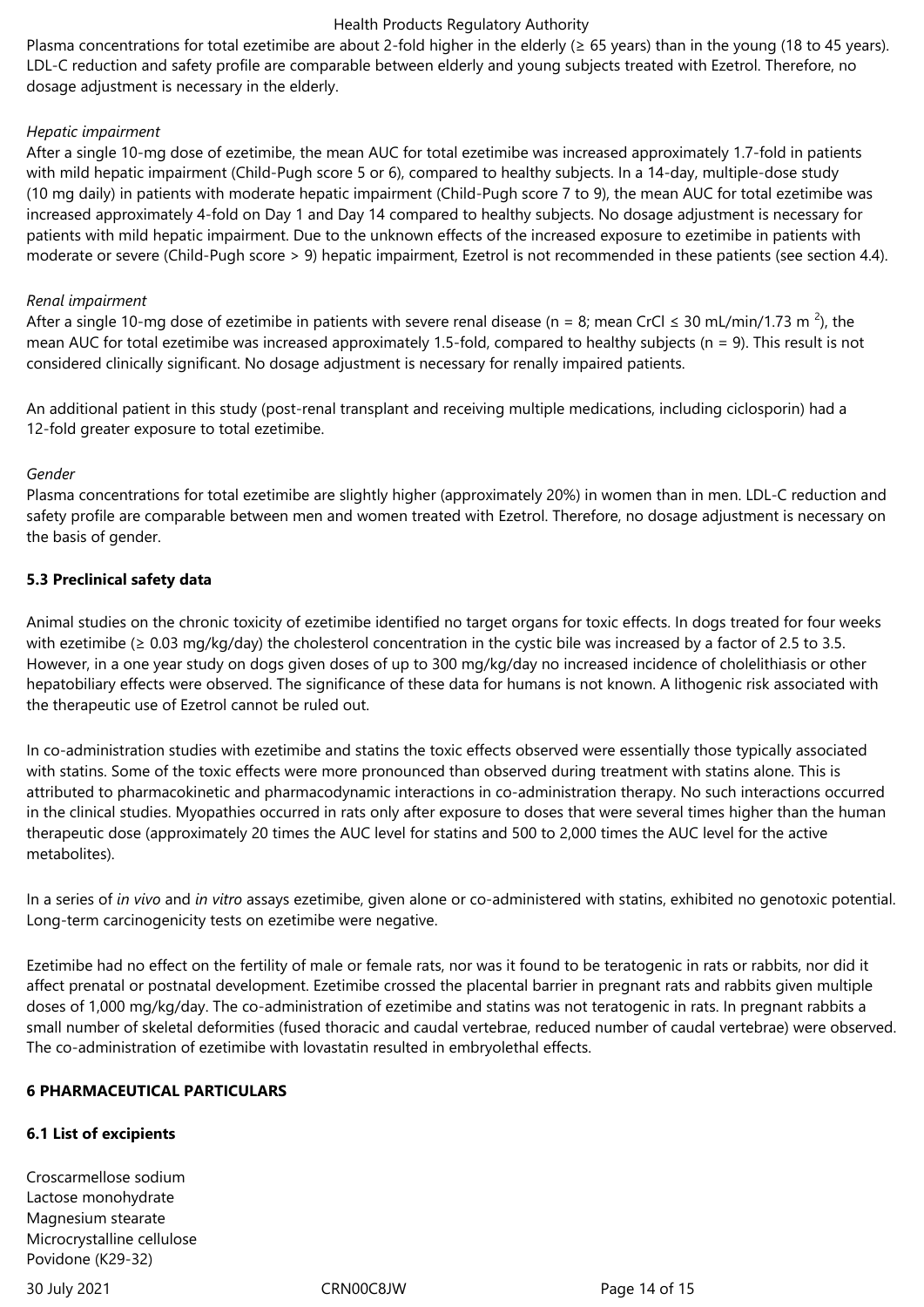Plasma concentrations for total ezetimibe are about 2-fold higher in the elderly (≥ 65 years) than in the young (18 to 45 years). LDL-C reduction and safety profile are comparable between elderly and young subjects treated with Ezetrol. Therefore, no dosage adjustment is necessary in the elderly.

*Hepatic impairment*

After a single 10-mg dose of ezetimibe, the mean AUC for total ezetimibe was increased approximately 1.7-fold in patients with mild hepatic impairment (Child-Pugh score 5 or 6), compared to healthy subjects. In a 14-day, multiple-dose study (10 mg daily) in patients with moderate hepatic impairment (Child-Pugh score 7 to 9), the mean AUC for total ezetimibe was increased approximately 4-fold on Day 1 and Day 14 compared to healthy subjects. No dosage adjustment is necessary for patients with mild hepatic impairment. Due to the unknown effects of the increased exposure to ezetimibe in patients with moderate or severe (Child-Pugh score > 9) hepatic impairment, Ezetrol is not recommended in these patients (see section 4.4).

*Renal impairment*

After a single 10-mg dose of ezetimibe in patients with severe renal disease (n = 8; mean CrCl ≤ 30 mL/min/1.73 $m^2$), the mean AUC for total ezetimibe was increased approximately 1.5-fold, compared to healthy subjects (n = 9). This result is not considered clinically significant. No dosage adjustment is necessary for renally impaired patients.

An additional patient in this study (post-renal transplant and receiving multiple medications, including ciclosporin) had a 12-fold greater exposure to total ezetimibe.

*Gender*

Plasma concentrations for total ezetimibe are slightly higher (approximately 20%) in women than in men. LDL-C reduction and safety profile are comparable between men and women treated with Ezetrol. Therefore, no dosage adjustment is necessary on the basis of gender.

**5.3 Preclinical safety data**

Animal studies on the chronic toxicity of ezetimibe identified no target organs for toxic effects. In dogs treated for four weeks with ezetimibe (≥ 0.03 mg/kg/day) the cholesterol concentration in the cystic bile was increased by a factor of 2.5 to 3.5. However, in a one year study on dogs given doses of up to 300 mg/kg/day no increased incidence of cholelithiasis or other hepatobiliary effects were observed. The significance of these data for humans is not known. A lithogenic risk associated with the therapeutic use of Ezetrol cannot be ruled out.

In co-administration studies with ezetimibe and statins the toxic effects observed were essentially those typically associated with statins. Some of the toxic effects were more pronounced than observed during treatment with statins alone. This is attributed to pharmacokinetic and pharmacodynamic interactions in co-administration therapy. No such interactions occurred in the clinical studies. Myopathies occurred in rats only after exposure to doses that were several times higher than the human therapeutic dose (approximately 20 times the AUC level for statins and 500 to 2,000 times the AUC level for the active metabolites).

In a series of *in vivo* and *in vitro* assays ezetimibe, given alone or co-administered with statins, exhibited no genotoxic potential. Long-term carcinogenicity tests on ezetimibe were negative.

Ezetimibe had no effect on the fertility of male or female rats, nor was it found to be teratogenic in rats or rabbits, nor did it affect prenatal or postnatal development. Ezetimibe crossed the placental barrier in pregnant rats and rabbits given multiple doses of 1,000 mg/kg/day. The co-administration of ezetimibe and statins was not teratogenic in rats. In pregnant rabbits a small number of skeletal deformities (fused thoracic and caudal vertebrae, reduced number of caudal vertebrae) were observed. The co-administration of ezetimibe with lovastatin resulted in embryolethal effects.

## 6 PHARMACEUTICAL PARTICULARS

**6.1 List of excipients**

Croscarmellose sodium
Lactose monohydrate
Magnesium stearate
Microcrystalline cellulose
Povidone (K29-32)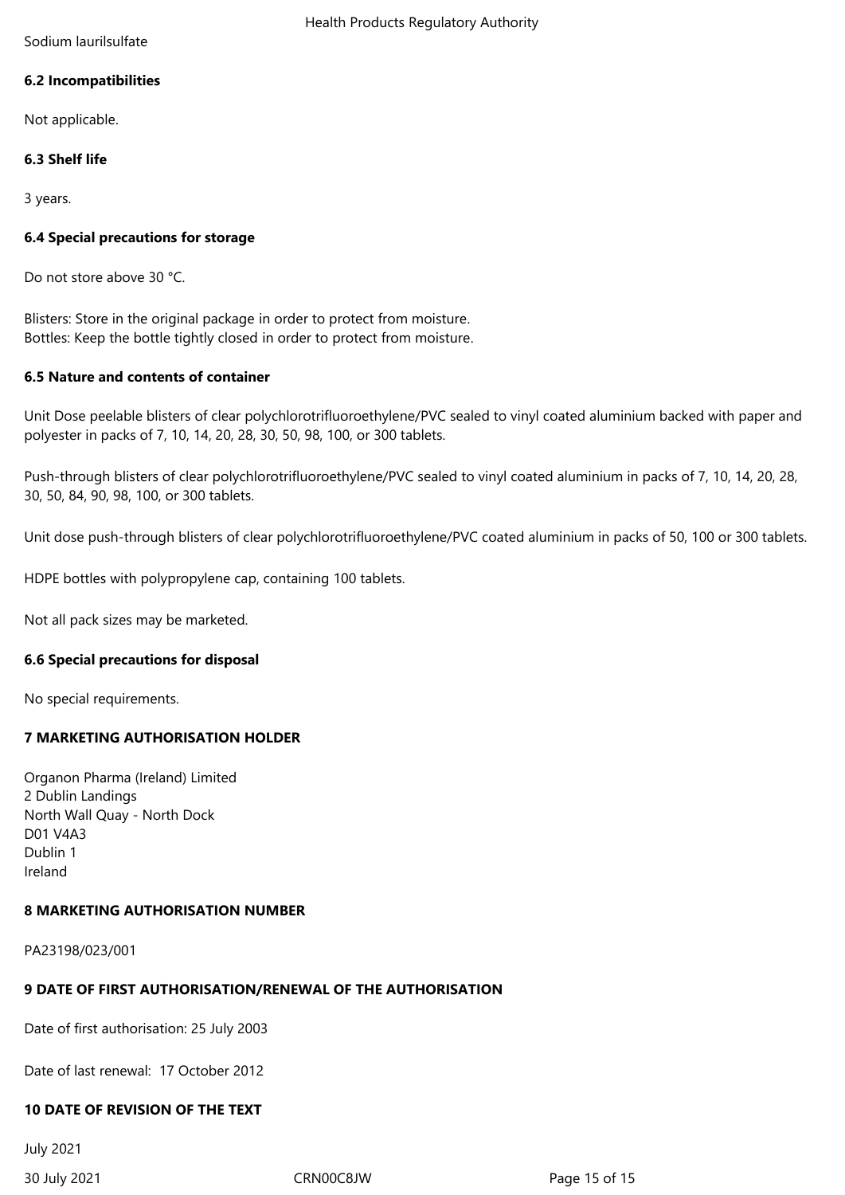Sodium laurilsulfate

**6.2 Incompatibilities**

Not applicable.

**6.3 Shelf life**

3 years.

**6.4 Special precautions for storage**

Do not store above 30 °C.

Blisters: Store in the original package in order to protect from moisture.
Bottles: Keep the bottle tightly closed in order to protect from moisture.

**6.5 Nature and contents of container**

Unit Dose peelable blisters of clear polychlorotrifluoroethylene/PVC sealed to vinyl coated aluminium backed with paper and polyester in packs of 7, 10, 14, 20, 28, 30, 50, 98, 100, or 300 tablets.

Push-through blisters of clear polychlorotrifluoroethylene/PVC sealed to vinyl coated aluminium in packs of 7, 10, 14, 20, 28, 30, 50, 84, 90, 98, 100, or 300 tablets.

Unit dose push-through blisters of clear polychlorotrifluoroethylene/PVC coated aluminium in packs of 50, 100 or 300 tablets.

HDPE bottles with polypropylene cap, containing 100 tablets.

Not all pack sizes may be marketed.

**6.6 Special precautions for disposal**

No special requirements.

**7 MARKETING AUTHORISATION HOLDER**

Organon Pharma (Ireland) Limited
2 Dublin Landings
North Wall Quay - North Dock
D01 V4A3
Dublin 1
Ireland

**8 MARKETING AUTHORISATION NUMBER**

PA23198/023/001

**9 DATE OF FIRST AUTHORISATION/RENEWAL OF THE AUTHORISATION**

Date of first authorisation: 25 July 2003

Date of last renewal: 17 October 2012

**10 DATE OF REVISION OF THE TEXT**

July 2021